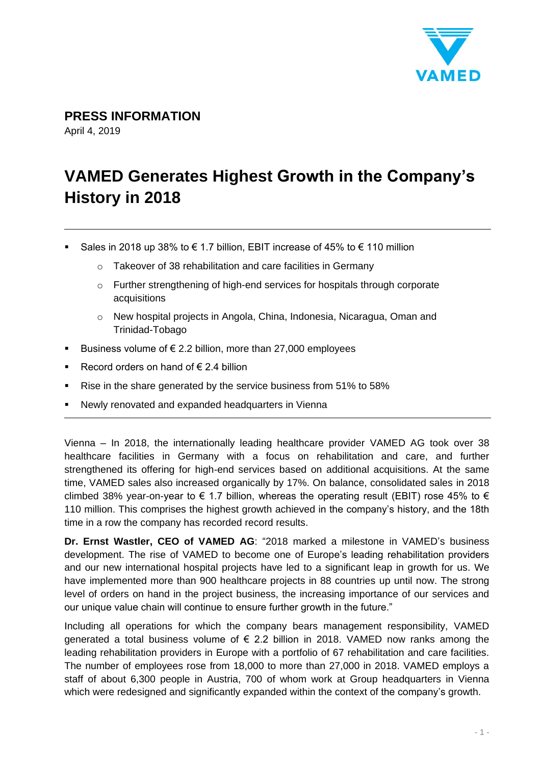**PRESS INFORMATION**
April 4, 2019

# VAMED Generates Highest Growth in the Company's History in 2018

---

- Sales in 2018 up 38% to € 1.7 billion, EBIT increase of 45% to € 110 million
  - Takeover of 38 rehabilitation and care facilities in Germany
  - Further strengthening of high-end services for hospitals through corporate acquisitions
  - New hospital projects in Angola, China, Indonesia, Nicaragua, Oman and Trinidad-Tobago
- Business volume of € 2.2 billion, more than 27,000 employees
- Record orders on hand of € 2.4 billion
- Rise in the share generated by the service business from 51% to 58%
- Newly renovated and expanded headquarters in Vienna

---

Vienna – In 2018, the internationally leading healthcare provider VAMED AG took over 38 healthcare facilities in Germany with a focus on rehabilitation and care, and further strengthened its offering for high-end services based on additional acquisitions. At the same time, VAMED sales also increased organically by 17%. On balance, consolidated sales in 2018 climbed 38% year-on-year to € 1.7 billion, whereas the operating result (EBIT) rose 45% to € 110 million. This comprises the highest growth achieved in the company's history, and the 18th time in a row the company has recorded record results.

**Dr. Ernst Wastler, CEO of VAMED AG**: "2018 marked a milestone in VAMED's business development. The rise of VAMED to become one of Europe's leading rehabilitation providers and our new international hospital projects have led to a significant leap in growth for us. We have implemented more than 900 healthcare projects in 88 countries up until now. The strong level of orders on hand in the project business, the increasing importance of our services and our unique value chain will continue to ensure further growth in the future."

Including all operations for which the company bears management responsibility, VAMED generated a total business volume of € 2.2 billion in 2018. VAMED now ranks among the leading rehabilitation providers in Europe with a portfolio of 67 rehabilitation and care facilities. The number of employees rose from 18,000 to more than 27,000 in 2018. VAMED employs a staff of about 6,300 people in Austria, 700 of whom work at Group headquarters in Vienna which were redesigned and significantly expanded within the context of the company's growth.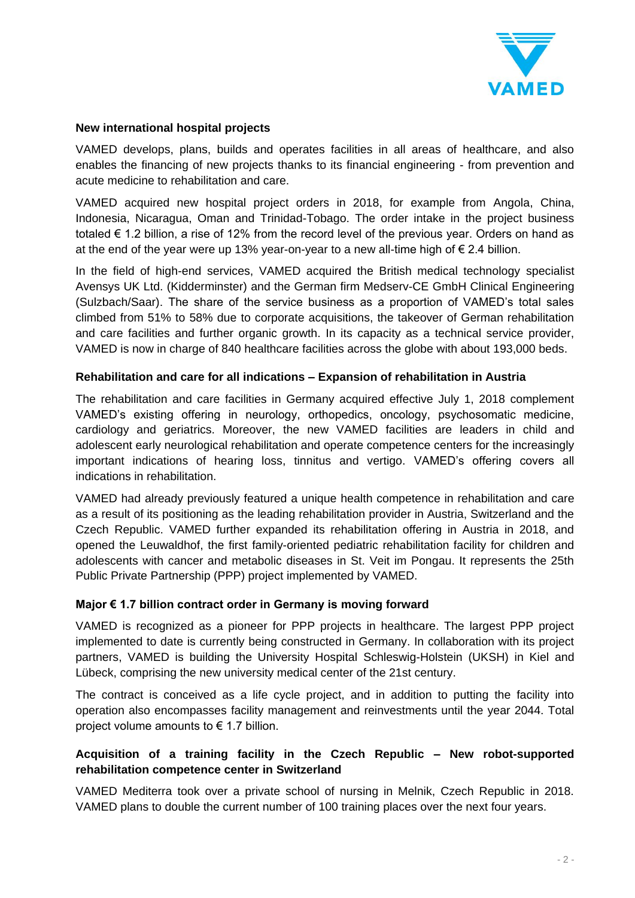## New international hospital projects

VAMED develops, plans, builds and operates facilities in all areas of healthcare, and also enables the financing of new projects thanks to its financial engineering - from prevention and acute medicine to rehabilitation and care.

VAMED acquired new hospital project orders in 2018, for example from Angola, China, Indonesia, Nicaragua, Oman and Trinidad-Tobago. The order intake in the project business totaled € 1.2 billion, a rise of 12% from the record level of the previous year. Orders on hand as at the end of the year were up 13% year-on-year to a new all-time high of € 2.4 billion.

In the field of high-end services, VAMED acquired the British medical technology specialist Avensys UK Ltd. (Kidderminster) and the German firm Medserv-CE GmbH Clinical Engineering (Sulzbach/Saar). The share of the service business as a proportion of VAMED's total sales climbed from 51% to 58% due to corporate acquisitions, the takeover of German rehabilitation and care facilities and further organic growth. In its capacity as a technical service provider, VAMED is now in charge of 840 healthcare facilities across the globe with about 193,000 beds.

## Rehabilitation and care for all indications – Expansion of rehabilitation in Austria

The rehabilitation and care facilities in Germany acquired effective July 1, 2018 complement VAMED's existing offering in neurology, orthopedics, oncology, psychosomatic medicine, cardiology and geriatrics. Moreover, the new VAMED facilities are leaders in child and adolescent early neurological rehabilitation and operate competence centers for the increasingly important indications of hearing loss, tinnitus and vertigo. VAMED's offering covers all indications in rehabilitation.

VAMED had already previously featured a unique health competence in rehabilitation and care as a result of its positioning as the leading rehabilitation provider in Austria, Switzerland and the Czech Republic. VAMED further expanded its rehabilitation offering in Austria in 2018, and opened the Leuwaldhof, the first family-oriented pediatric rehabilitation facility for children and adolescents with cancer and metabolic diseases in St. Veit im Pongau. It represents the 25th Public Private Partnership (PPP) project implemented by VAMED.

## Major € 1.7 billion contract order in Germany is moving forward

VAMED is recognized as a pioneer for PPP projects in healthcare. The largest PPP project implemented to date is currently being constructed in Germany. In collaboration with its project partners, VAMED is building the University Hospital Schleswig-Holstein (UKSH) in Kiel and Lübeck, comprising the new university medical center of the 21st century.

The contract is conceived as a life cycle project, and in addition to putting the facility into operation also encompasses facility management and reinvestments until the year 2044. Total project volume amounts to € 1.7 billion.

## Acquisition of a training facility in the Czech Republic – New robot-supported rehabilitation competence center in Switzerland

VAMED Mediterra took over a private school of nursing in Melnik, Czech Republic in 2018. VAMED plans to double the current number of 100 training places over the next four years.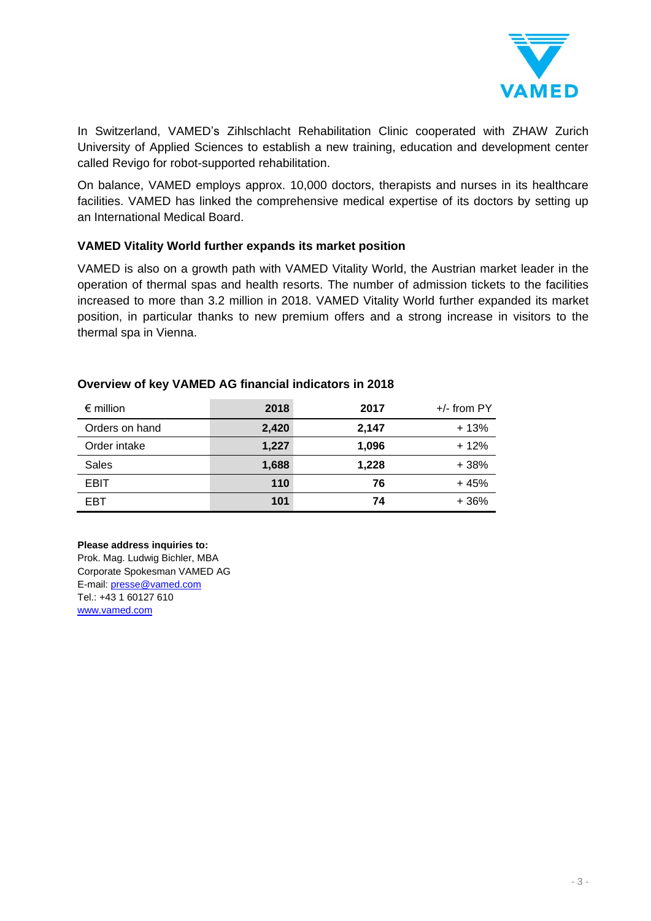In Switzerland, VAMED's Zihlschlacht Rehabilitation Clinic cooperated with ZHAW Zurich University of Applied Sciences to establish a new training, education and development center called Revigo for robot-supported rehabilitation.

On balance, VAMED employs approx. 10,000 doctors, therapists and nurses in its healthcare facilities. VAMED has linked the comprehensive medical expertise of its doctors by setting up an International Medical Board.

### VAMED Vitality World further expands its market position

VAMED is also on a growth path with VAMED Vitality World, the Austrian market leader in the operation of thermal spas and health resorts. The number of admission tickets to the facilities increased to more than 3.2 million in 2018. VAMED Vitality World further expanded its market position, in particular thanks to new premium offers and a strong increase in visitors to the thermal spa in Vienna.

### Overview of key VAMED AG financial indicators in 2018

| € million | 2018 | 2017 | +/- from PY |
|---|---|---|---|
| Orders on hand | **2,420** | **2,147** | + 13% |
| Order intake | **1,227** | **1,096** | + 12% |
| Sales | **1,688** | **1,228** | + 38% |
| EBIT | **110** | **76** | + 45% |
| EBT | **101** | **74** | + 36% |

**Please address inquiries to:**
Prok. Mag. Ludwig Bichler, MBA
Corporate Spokesman VAMED AG
E-mail: presse@vamed.com
Tel.: +43 1 60127 610
www.vamed.com